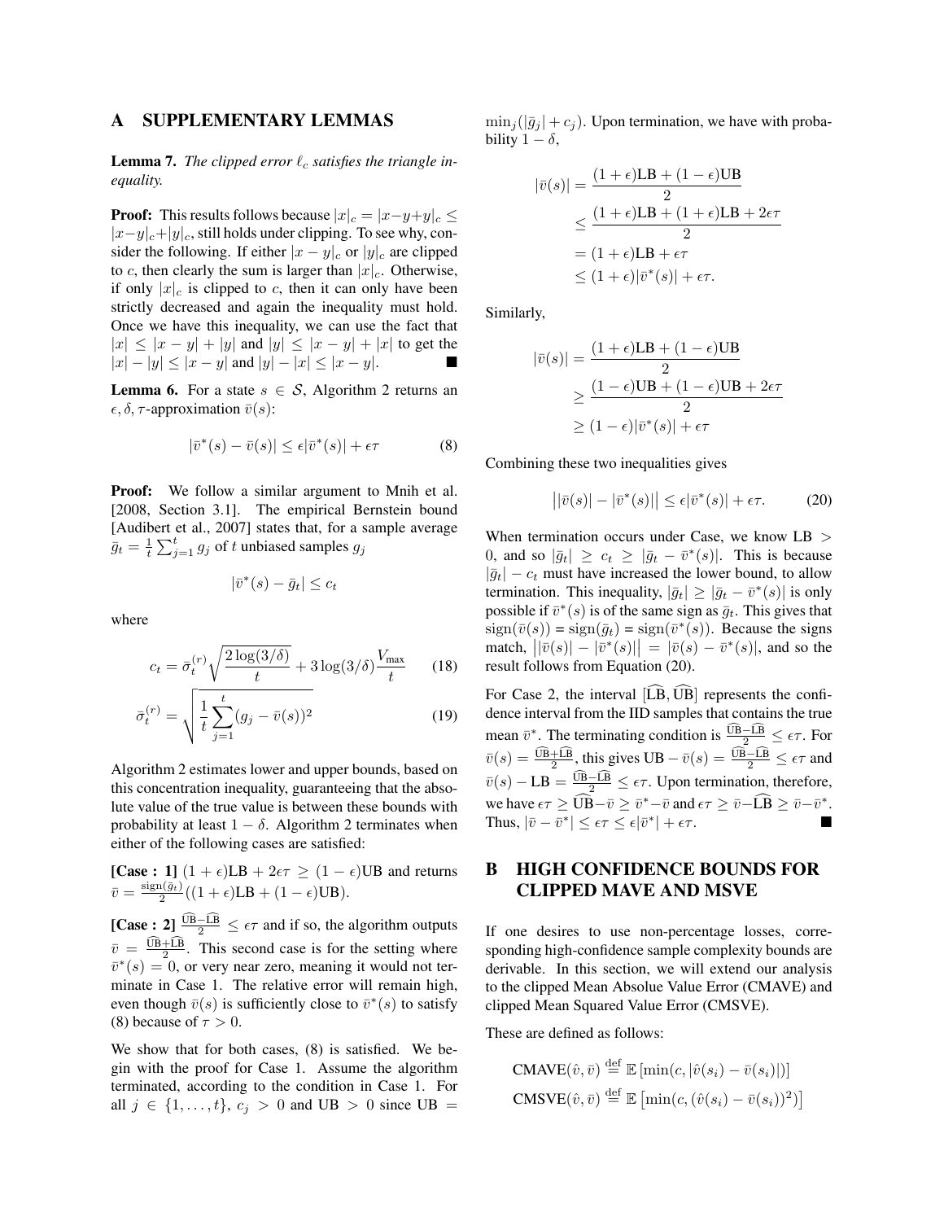## A SUPPLEMENTARY LEMMAS

**Lemma 7.** *The clipped error $\ell_c$ satisfies the triangle inequality.*

**Proof:** This results follows because $|x|_c = |x-y+y|_c \leq |x-y|_c + |y|_c$, still holds under clipping. To see why, consider the following. If either $|x-y|_c$ or $|y|_c$ are clipped to $c$, then clearly the sum is larger than $|x|_c$. Otherwise, if only $|x|_c$ is clipped to $c$, then it can only have been strictly decreased and again the inequality must hold. Once we have this inequality, we can use the fact that $|x| \leq |x-y| + |y|$ and $|y| \leq |x-y| + |x|$ to get the $|x| - |y| \leq |x-y|$ and $|y| - |x| \leq |x-y|$. ■

**Lemma 6.** For a state $s \in \mathcal{S}$, Algorithm 2 returns an $\epsilon, \delta, \tau$-approximation $\bar{v}(s)$:

$$|\bar{v}^*(s) - \bar{v}(s)| \leq \epsilon |\bar{v}^*(s)| + \epsilon\tau \tag{8}$$

**Proof:** We follow a similar argument to Mnih et al. [2008, Section 3.1]. The empirical Bernstein bound [Audibert et al., 2007] states that, for a sample average $\bar{g}_t = \frac{1}{t}\sum_{j=1}^t g_j$ of $t$ unbiased samples $g_j$

$$|\bar{v}^*(s) - \bar{g}_t| \leq c_t$$

where

$$c_t = \bar{\sigma}_t^{(r)} \sqrt{\frac{2\log(3/\delta)}{t}} + 3\log(3/\delta)\frac{V_{\max}}{t} \tag{18}$$

$$\bar{\sigma}_t^{(r)} = \sqrt{\frac{1}{t}\sum_{j=1}^{t}(g_j - \bar{v}(s))^2} \tag{19}$$

Algorithm 2 estimates lower and upper bounds, based on this concentration inequality, guaranteeing that the absolute value of the true value is between these bounds with probability at least $1-\delta$. Algorithm 2 terminates when either of the following cases are satisfied:

**[Case : 1]** $(1+\epsilon)\text{LB} + 2\epsilon\tau \geq (1-\epsilon)\text{UB}$ and returns $\bar{v} = \frac{\text{sign}(\bar{g}_t)}{2}((1+\epsilon)\text{LB} + (1-\epsilon)\text{UB})$.

**[Case : 2]** $\frac{\widehat{\text{UB}} - \widehat{\text{LB}}}{2} \leq \epsilon\tau$ and if so, the algorithm outputs $\bar{v} = \frac{\widehat{\text{UB}} + \widehat{\text{LB}}}{2}$. This second case is for the setting where $\bar{v}^*(s) = 0$, or very near zero, meaning it would not terminate in Case 1. The relative error will remain high, even though $\bar{v}(s)$ is sufficiently close to $\bar{v}^*(s)$ to satisfy (8) because of $\tau > 0$.

We show that for both cases, (8) is satisfied. We begin with the proof for Case 1. Assume the algorithm terminated, according to the condition in Case 1. For all $j \in \{1, \ldots, t\}$, $c_j > 0$ and $\text{UB} > 0$ since $\text{UB} = \min_j(|\bar{g}_j| + c_j)$. Upon termination, we have with probability $1-\delta$,

$$\begin{aligned}
|\bar{v}(s)| &= \frac{(1+\epsilon)\text{LB} + (1-\epsilon)\text{UB}}{2} \\
&\leq \frac{(1+\epsilon)\text{LB} + (1+\epsilon)\text{LB} + 2\epsilon\tau}{2} \\
&= (1+\epsilon)\text{LB} + \epsilon\tau \\
&\leq (1+\epsilon)|\bar{v}^*(s)| + \epsilon\tau.
\end{aligned}$$

Similarly,

$$\begin{aligned}
|\bar{v}(s)| &= \frac{(1+\epsilon)\text{LB} + (1-\epsilon)\text{UB}}{2} \\
&\geq \frac{(1-\epsilon)\text{UB} + (1-\epsilon)\text{UB} + 2\epsilon\tau}{2} \\
&\geq (1-\epsilon)|\bar{v}^*(s)| + \epsilon\tau
\end{aligned}$$

Combining these two inequalities gives

$$\big||\bar{v}(s)| - |\bar{v}^*(s)|\big| \leq \epsilon|\bar{v}^*(s)| + \epsilon\tau. \tag{20}$$

When termination occurs under Case, we know $\text{LB} > 0$, and so $|\bar{g}_t| \geq c_t \geq |\bar{g}_t - \bar{v}^*(s)|$. This is because $|\bar{g}_t| - c_t$ must have increased the lower bound, to allow termination. This inequality, $|\bar{g}_t| \geq |\bar{g}_t - \bar{v}^*(s)|$ is only possible if $\bar{v}^*(s)$ is of the same sign as $\bar{g}_t$. This gives that $\text{sign}(\bar{v}(s)) = \text{sign}(\bar{g}_t) = \text{sign}(\bar{v}^*(s))$. Because the signs match, $\big||\bar{v}(s)| - |\bar{v}^*(s)|\big| = |\bar{v}(s) - \bar{v}^*(s)|$, and so the result follows from Equation (20).

For Case 2, the interval $[\widehat{\text{LB}}, \widehat{\text{UB}}]$ represents the confidence interval from the IID samples that contains the true mean $\bar{v}^*$. The terminating condition is $\frac{\widehat{\text{UB}} - \widehat{\text{LB}}}{2} \leq \epsilon\tau$. For $\bar{v}(s) = \frac{\widehat{\text{UB}} + \widehat{\text{LB}}}{2}$, this gives $\text{UB} - \bar{v}(s) = \frac{\widehat{\text{UB}} - \widehat{\text{LB}}}{2} \leq \epsilon\tau$ and $\bar{v}(s) - \text{LB} = \frac{\widehat{\text{UB}} - \widehat{\text{LB}}}{2} \leq \epsilon\tau$. Upon termination, therefore, we have $\epsilon\tau \geq \widehat{\text{UB}} - \bar{v} \geq \bar{v}^* - \bar{v}$ and $\epsilon\tau \geq \bar{v} - \widehat{\text{LB}} \geq \bar{v} - \bar{v}^*$. Thus, $|\bar{v} - \bar{v}^*| \leq \epsilon\tau \leq \epsilon|\bar{v}^*| + \epsilon\tau$. ■

## B HIGH CONFIDENCE BOUNDS FOR CLIPPED MAVE AND MSVE

If one desires to use non-percentage losses, corresponding high-confidence sample complexity bounds are derivable. In this section, we will extend our analysis to the clipped Mean Absolute Value Error (CMAVE) and clipped Mean Squared Value Error (CMSVE).

These are defined as follows:

$$\text{CMAVE}(\hat{v}, \bar{v}) \stackrel{\text{def}}{=} \mathbb{E}\left[\min(c, |\hat{v}(s_i) - \bar{v}(s_i)|)\right]$$

$$\text{CMSVE}(\hat{v}, \bar{v}) \stackrel{\text{def}}{=} \mathbb{E}\left[\min(c, (\hat{v}(s_i) - \bar{v}(s_i))^2)\right]$$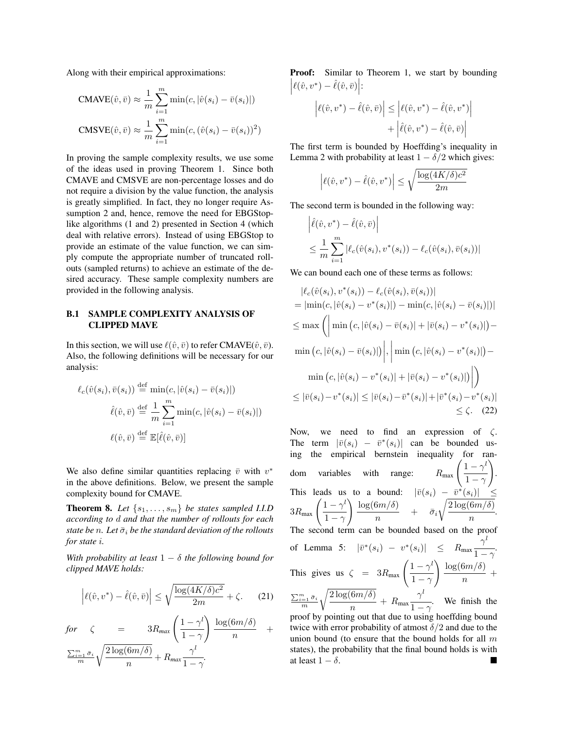Along with their empirical approximations:

$$\text{CMAVE}(\hat{v}, \bar{v}) \approx \frac{1}{m}\sum_{i=1}^{m} \min(c, |\hat{v}(s_i) - \bar{v}(s_i)|)$$

$$\text{CMSVE}(\hat{v}, \bar{v}) \approx \frac{1}{m}\sum_{i=1}^{m} \min(c, (\hat{v}(s_i) - \bar{v}(s_i))^2)$$

In proving the sample complexity results, we use some of the ideas used in proving Theorem 1. Since both CMAVE and CMSVE are non-percentage losses and do not require a division by the value function, the analysis is greatly simplified. In fact, they no longer require Assumption 2 and, hence, remove the need for EBGStop-like algorithms (1 and 2) presented in Section 4 (which deal with relative errors). Instead of using EBGStop to provide an estimate of the value function, we can simply compute the appropriate number of truncated rollouts (sampled returns) to achieve an estimate of the desired accuracy. These sample complexity numbers are provided in the following analysis.

## B.1 SAMPLE COMPLEXITY ANALYSIS OF CLIPPED MAVE

In this section, we will use $\ell(\hat{v}, \bar{v})$ to refer CMAVE$(\hat{v}, \bar{v})$. Also, the following definitions will be necessary for our analysis:

$$\ell_c(\hat{v}(s_i), \bar{v}(s_i)) \stackrel{\text{def}}{=} \min(c, |\hat{v}(s_i) - \bar{v}(s_i)|)$$

$$\hat{\ell}(\hat{v}, \bar{v}) \stackrel{\text{def}}{=} \frac{1}{m}\sum_{i=1}^{m} \min(c, |\hat{v}(s_i) - \bar{v}(s_i)|)$$

$$\ell(\hat{v}, \bar{v}) \stackrel{\text{def}}{=} \mathbb{E}[\hat{\ell}(\hat{v}, \bar{v})]$$

We also define similar quantities replacing $\bar{v}$ with $v^*$ in the above definitions. Below, we present the sample complexity bound for CMAVE.

**Theorem 8.** *Let $\{s_1, \ldots, s_m\}$ be states sampled I.I.D according to $d$ and that the number of rollouts for each state be $n$. Let $\bar{\sigma}_i$ be the standard deviation of the rollouts for state $i$.*

*With probability at least $1 - \delta$ the following bound for clipped MAVE holds:*

$$\left|\ell(\hat{v}, v^*) - \hat{\ell}(\hat{v}, \bar{v})\right| \leq \sqrt{\frac{\log(4K/\delta)c^2}{2m}} + \zeta. \tag{21}$$

*for* $\zeta = 3R_{max}\left(\frac{1-\gamma^l}{1-\gamma}\right)\frac{\log(6m/\delta)}{n} + \frac{\sum_{i=1}^{m}\bar{\sigma}_i}{m}\sqrt{\frac{2\log(6m/\delta)}{n}} + R_{max}\frac{\gamma^l}{1-\gamma}$.

**Proof:** Similar to Theorem 1, we start by bounding $\left|\ell(\hat{v}, v^*) - \hat{\ell}(\hat{v}, \bar{v})\right|$:

$$\left|\ell(\hat{v}, v^*) - \hat{\ell}(\hat{v}, \bar{v})\right| \leq \left|\ell(\hat{v}, v^*) - \hat{\ell}(\hat{v}, v^*)\right| + \left|\hat{\ell}(\hat{v}, v^*) - \hat{\ell}(\hat{v}, \bar{v})\right|$$

The first term is bounded by Hoeffding's inequality in Lemma 2 with probability at least $1 - \delta/2$ which gives:

$$\left|\ell(\hat{v}, v^*) - \hat{\ell}(\hat{v}, v^*)\right| \leq \sqrt{\frac{\log(4K/\delta)c^2}{2m}}$$

The second term is bounded in the following way:

$$\left|\hat{\ell}(\hat{v}, v^*) - \hat{\ell}(\hat{v}, \bar{v})\right| \leq \frac{1}{m}\sum_{i=1}^{m} |\ell_c(\hat{v}(s_i), v^*(s_i)) - \ell_c(\hat{v}(s_i), \bar{v}(s_i))|$$

We can bound each one of these terms as follows:

$$\begin{aligned}
&|\ell_c(\hat{v}(s_i), v^*(s_i)) - \ell_c(\hat{v}(s_i), \bar{v}(s_i))| \\
&= |\min(c, |\hat{v}(s_i) - v^*(s_i)|) - \min(c, |\hat{v}(s_i) - \bar{v}(s_i)|)| \\
&\leq \max\Bigg(\Big|\min\big(c, |\hat{v}(s_i) - \bar{v}(s_i)| + |\bar{v}(s_i) - v^*(s_i)|\big) - \\
&\min\big(c, |\hat{v}(s_i) - \bar{v}(s_i)|\big)\Big|, \Big|\min\big(c, |\hat{v}(s_i) - v^*(s_i)|\big) - \\
&\quad \min\big(c, |\hat{v}(s_i) - v^*(s_i)| + |\bar{v}(s_i) - v^*(s_i)|\big)\Big|\Bigg) \\
&\leq |\bar{v}(s_i) - v^*(s_i)| \leq |\bar{v}(s_i) - \bar{v}^*(s_i)| + |\bar{v}^*(s_i) - v^*(s_i)| \\
&\leq \zeta.
\end{aligned} \tag{22}$$

Now, we need to find an expression of $\zeta$. The term $|\bar{v}(s_i) - \bar{v}^*(s_i)|$ can be bounded using the empirical bernstein inequality for random variables with range: $R_{\max}\left(\frac{1-\gamma^l}{1-\gamma}\right)$. This leads us to a bound: $|\bar{v}(s_i) - \bar{v}^*(s_i)| \leq 3R_{\max}\left(\frac{1-\gamma^l}{1-\gamma}\right)\frac{\log(6m/\delta)}{n} + \bar{\sigma}_i\sqrt{\frac{2\log(6m/\delta)}{n}}$. The second term can be bounded based on the proof of Lemma 5: $|\bar{v}^*(s_i) - v^*(s_i)| \leq R_{\max}\frac{\gamma^l}{1-\gamma}$. This gives us $\zeta = 3R_{\max}\left(\frac{1-\gamma^l}{1-\gamma}\right)\frac{\log(6m/\delta)}{n} + \frac{\sum_{i=1}^{m}\bar{\sigma}_i}{m}\sqrt{\frac{2\log(6m/\delta)}{n}} + R_{\max}\frac{\gamma^l}{1-\gamma}$. We finish the proof by pointing out that due to using hoeffding bound twice with error probability of atmost $\delta/2$ and due to the union bound (to ensure that the bound holds for all $m$ states), the probability that the final bound holds is with at least $1 - \delta$. ■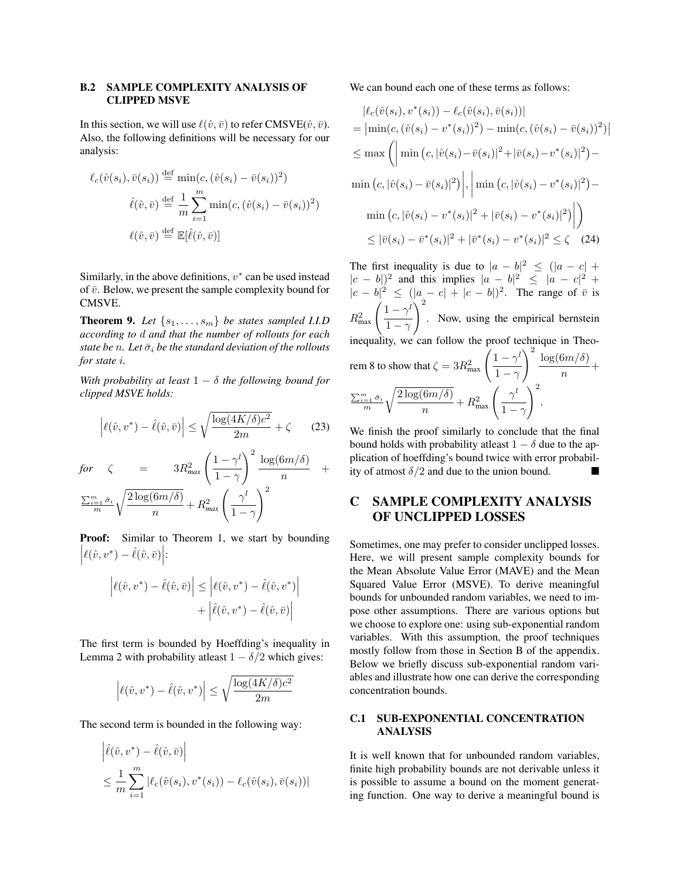### B.2 SAMPLE COMPLEXITY ANALYSIS OF CLIPPED MSVE

In this section, we will use $\ell(\hat{v}, \bar{v})$ to refer CMSVE$(\hat{v}, \bar{v})$. Also, the following definitions will be necessary for our analysis:

$$\ell_c(\hat{v}(s_i), \bar{v}(s_i)) \stackrel{\text{def}}{=} \min(c, (\hat{v}(s_i) - \bar{v}(s_i))^2)$$

$$\hat{\ell}(\hat{v}, \bar{v}) \stackrel{\text{def}}{=} \frac{1}{m}\sum_{i=1}^{m} \min(c, (\hat{v}(s_i) - \bar{v}(s_i))^2)$$

$$\ell(\hat{v}, \bar{v}) \stackrel{\text{def}}{=} \mathbb{E}[\hat{\ell}(\hat{v}, \bar{v})]$$

Similarly, in the above definitions, $v^*$ can be used instead of $\bar{v}$. Below, we present the sample complexity bound for CMSVE.

**Theorem 9.** *Let $\{s_1, \ldots, s_m\}$ be states sampled I.I.D according to $d$ and that the number of rollouts for each state be $n$. Let $\bar{\sigma}_i$ be the standard deviation of the rollouts for state $i$.*

*With probability at least $1 - \delta$ the following bound for clipped MSVE holds:*

$$\left|\ell(\hat{v}, v^*) - \hat{\ell}(\hat{v}, \bar{v})\right| \leq \sqrt{\frac{\log(4K/\delta)c^2}{2m}} + \zeta \tag{23}$$

*for* $\zeta = 3R_{max}^2\left(\frac{1-\gamma^l}{1-\gamma}\right)^2 \frac{\log(6m/\delta)}{n} + \frac{\sum_{i=1}^{m}\bar{\sigma}_i}{m}\sqrt{\frac{2\log(6m/\delta)}{n}} + R_{max}^2\left(\frac{\gamma^l}{1-\gamma}\right)^2$

**Proof:** Similar to Theorem 1, we start by bounding $\left|\ell(\hat{v}, v^*) - \hat{\ell}(\hat{v}, \bar{v})\right|$:

$$\left|\ell(\hat{v}, v^*) - \hat{\ell}(\hat{v}, \bar{v})\right| \leq \left|\ell(\hat{v}, v^*) - \hat{\ell}(\hat{v}, v^*)\right| + \left|\hat{\ell}(\hat{v}, v^*) - \hat{\ell}(\hat{v}, \bar{v})\right|$$

The first term is bounded by Hoeffding's inequality in Lemma 2 with probability atleast $1 - \delta/2$ which gives:

$$\left|\ell(\hat{v}, v^*) - \hat{\ell}(\hat{v}, v^*)\right| \leq \sqrt{\frac{\log(4K/\delta)c^2}{2m}}$$

The second term is bounded in the following way:

$$\left|\hat{\ell}(\hat{v}, v^*) - \hat{\ell}(\hat{v}, \bar{v})\right| \leq \frac{1}{m}\sum_{i=1}^{m} |\ell_c(\hat{v}(s_i), v^*(s_i)) - \ell_c(\hat{v}(s_i), \bar{v}(s_i))|$$

We can bound each one of these terms as follows:

$$\begin{aligned}
&|\ell_c(\hat{v}(s_i), v^*(s_i)) - \ell_c(\hat{v}(s_i), \bar{v}(s_i))| \\
&= \left|\min(c, (\hat{v}(s_i) - v^*(s_i))^2) - \min(c, (\hat{v}(s_i) - \bar{v}(s_i))^2)\right| \\
&\leq \max\Bigg(\bigg|\min\left(c, |\hat{v}(s_i) - \bar{v}(s_i)|^2 + |\bar{v}(s_i) - v^*(s_i)|^2\right) - \\
&\min\left(c, |\hat{v}(s_i) - \bar{v}(s_i)|^2\right)\bigg|, \bigg|\min\left(c, |\hat{v}(s_i) - v^*(s_i)|^2\right) - \\
&\min\left(c, |\hat{v}(s_i) - v^*(s_i)|^2 + |\bar{v}(s_i) - v^*(s_i)|^2\right)\bigg|\Bigg) \\
&\leq |\bar{v}(s_i) - \bar{v}^*(s_i)|^2 + |\bar{v}^*(s_i) - v^*(s_i)|^2 \leq \zeta
\end{aligned} \tag{24}$$

The first inequality is due to $|a - b|^2 \leq (|a - c| + |c - b|)^2$ and this implies $|a - b|^2 \leq |a - c|^2 + |c - b|^2 \leq (|a - c| + |c - b|)^2$. The range of $\bar{v}$ is $R_{\max}^2\left(\frac{1-\gamma^l}{1-\gamma}\right)^2$. Now, using the empirical bernstein inequality, we can follow the proof technique in Theorem 8 to show that $\zeta = 3R_{\max}^2\left(\frac{1-\gamma^l}{1-\gamma}\right)^2 \frac{\log(6m/\delta)}{n} + \frac{\sum_{i=1}^{m}\bar{\sigma}_i}{m}\sqrt{\frac{2\log(6m/\delta)}{n}} + R_{\max}^2\left(\frac{\gamma^l}{1-\gamma}\right)^2$.

We finish the proof similarly to conclude that the final bound holds with probability atleast $1 - \delta$ due to the application of hoeffding's bound twice with error probability of atmost $\delta/2$ and due to the union bound. ■

## C SAMPLE COMPLEXITY ANALYSIS OF UNCLIPPED LOSSES

Sometimes, one may prefer to consider unclipped losses. Here, we will present sample complexity bounds for the Mean Absolute Value Error (MAVE) and the Mean Squared Value Error (MSVE). To derive meaningful bounds for unbounded random variables, we need to impose other assumptions. There are various options but we choose to explore one: using sub-exponential random variables. With this assumption, the proof techniques mostly follow from those in Section B of the appendix. Below we briefly discuss sub-exponential random variables and illustrate how one can derive the corresponding concentration bounds.

### C.1 SUB-EXPONENTIAL CONCENTRATION ANALYSIS

It is well known that for unbounded random variables, finite high probability bounds are not derivable unless it is possible to assume a bound on the moment generating function. One way to derive a meaningful bound is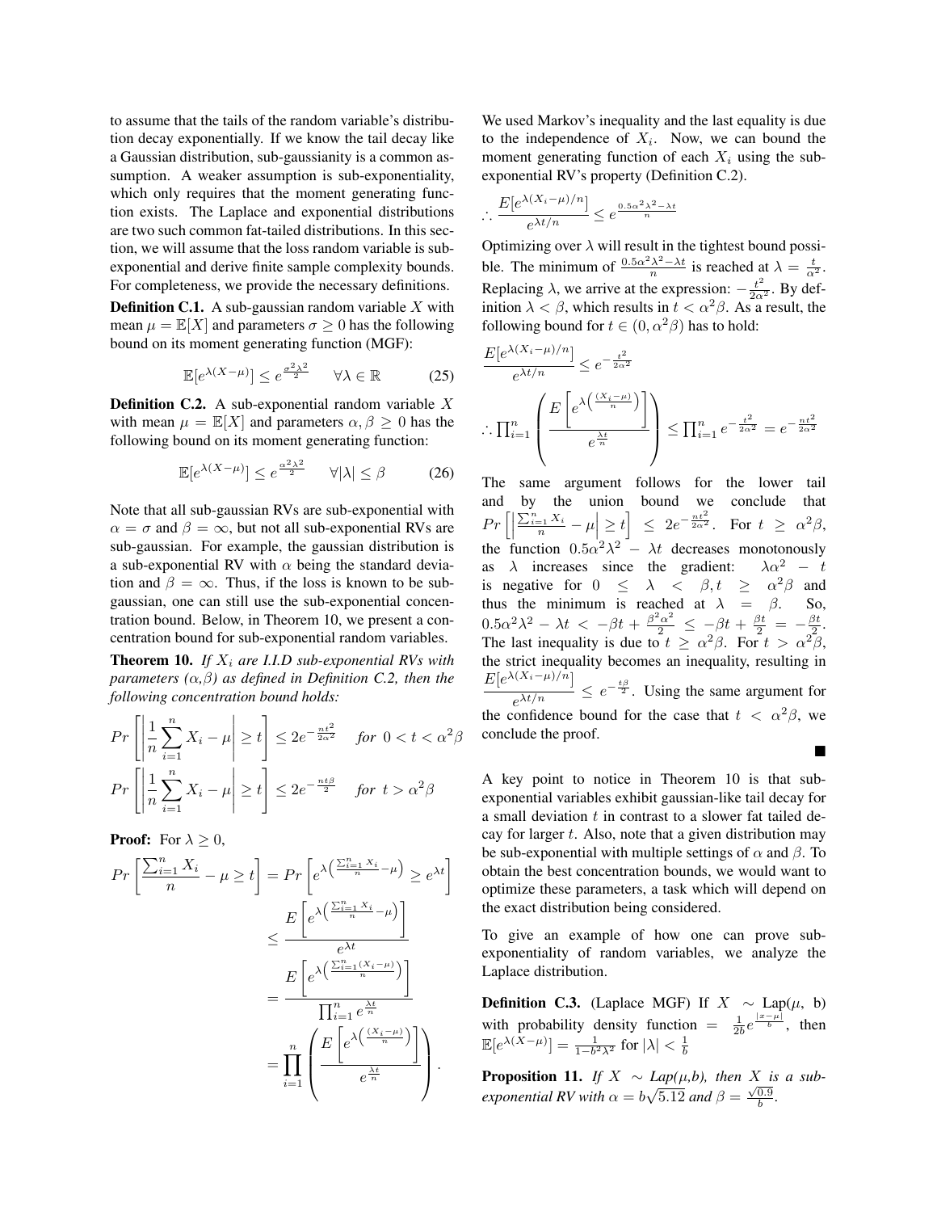to assume that the tails of the random variable's distribution decay exponentially. If we know the tail decay like a Gaussian distribution, sub-gaussianity is a common assumption. A weaker assumption is sub-exponentiality, which only requires that the moment generating function exists. The Laplace and exponential distributions are two such common fat-tailed distributions. In this section, we will assume that the loss random variable is sub-exponential and derive finite sample complexity bounds. For completeness, we provide the necessary definitions.

**Definition C.1.** A sub-gaussian random variable $X$ with mean $\mu = \mathbb{E}[X]$ and parameters $\sigma \geq 0$ has the following bound on its moment generating function (MGF):

$$\mathbb{E}[e^{\lambda(X-\mu)}] \leq e^{\frac{\sigma^2\lambda^2}{2}} \qquad \forall \lambda \in \mathbb{R} \tag{25}$$

**Definition C.2.** A sub-exponential random variable $X$ with mean $\mu = \mathbb{E}[X]$ and parameters $\alpha, \beta \geq 0$ has the following bound on its moment generating function:

$$\mathbb{E}[e^{\lambda(X-\mu)}] \leq e^{\frac{\alpha^2\lambda^2}{2}} \qquad \forall |\lambda| \leq \beta \tag{26}$$

Note that all sub-gaussian RVs are sub-exponential with $\alpha = \sigma$ and $\beta = \infty$, but not all sub-exponential RVs are sub-gaussian. For example, the gaussian distribution is a sub-exponential RV with $\alpha$ being the standard deviation and $\beta = \infty$. Thus, if the loss is known to be sub-gaussian, one can still use the sub-exponential concentration bound. Below, in Theorem 10, we present a concentration bound for sub-exponential random variables.

**Theorem 10.** *If $X_i$ are I.I.D sub-exponential RVs with parameters ($\alpha$,$\beta$) as defined in Definition C.2, then the following concentration bound holds:*

$$Pr\left[\left|\frac{1}{n}\sum_{i=1}^{n} X_i - \mu\right| \geq t\right] \leq 2e^{-\frac{nt^2}{2\alpha^2}} \quad \textit{for } 0 < t < \alpha^2\beta$$

$$Pr\left[\left|\frac{1}{n}\sum_{i=1}^{n} X_i - \mu\right| \geq t\right] \leq 2e^{-\frac{nt\beta}{2}} \quad \textit{for } t > \alpha^2\beta$$

**Proof:** For $\lambda \geq 0$,

$$\begin{aligned}
Pr\left[\frac{\sum_{i=1}^{n} X_i}{n} - \mu \geq t\right] &= Pr\left[e^{\lambda\left(\frac{\sum_{i=1}^{n} X_i}{n} - \mu\right)} \geq e^{\lambda t}\right] \\
&\leq \frac{E\left[e^{\lambda\left(\frac{\sum_{i=1}^{n} X_i}{n} - \mu\right)}\right]}{e^{\lambda t}} \\
&= \frac{E\left[e^{\lambda\left(\frac{\sum_{i=1}^{n}(X_i - \mu)}{n}\right)}\right]}{\prod_{i=1}^{n} e^{\frac{\lambda t}{n}}} \\
&= \prod_{i=1}^{n}\left(\frac{E\left[e^{\lambda\left(\frac{(X_i-\mu)}{n}\right)}\right]}{e^{\frac{\lambda t}{n}}}\right).
\end{aligned}$$

We used Markov's inequality and the last equality is due to the independence of $X_i$. Now, we can bound the moment generating function of each $X_i$ using the sub-exponential RV's property (Definition C.2).

$$\therefore \frac{E[e^{\lambda(X_i-\mu)/n}]}{e^{\lambda t/n}} \leq e^{\frac{0.5\alpha^2\lambda^2 - \lambda t}{n}}$$

Optimizing over $\lambda$ will result in the tightest bound possible. The minimum of $\frac{0.5\alpha^2\lambda^2 - \lambda t}{n}$ is reached at $\lambda = \frac{t}{\alpha^2}$. Replacing $\lambda$, we arrive at the expression: $-\frac{t^2}{2\alpha^2}$. By definition $\lambda < \beta$, which results in $t < \alpha^2\beta$. As a result, the following bound for $t \in (0, \alpha^2\beta)$ has to hold:

$$\frac{E[e^{\lambda(X_i-\mu)/n}]}{e^{\lambda t/n}} \leq e^{-\frac{t^2}{2\alpha^2}}$$

$$\therefore \prod_{i=1}^{n}\left(\frac{E\left[e^{\lambda\left(\frac{(X_i-\mu)}{n}\right)}\right]}{e^{\frac{\lambda t}{n}}}\right) \leq \prod_{i=1}^{n} e^{-\frac{t^2}{2\alpha^2}} = e^{-\frac{nt^2}{2\alpha^2}}$$

The same argument follows for the lower tail and by the union bound we conclude that $Pr\left[\left|\frac{\sum_{i=1}^{n} X_i}{n} - \mu\right| \geq t\right] \leq 2e^{-\frac{nt^2}{2\alpha^2}}$. For $t \geq \alpha^2\beta$, the function $0.5\alpha^2\lambda^2 - \lambda t$ decreases monotonously as $\lambda$ increases since the gradient: $\lambda\alpha^2 - t$ is negative for $0 \leq \lambda < \beta, t \geq \alpha^2\beta$ and thus the minimum is reached at $\lambda = \beta$. So, $0.5\alpha^2\lambda^2 - \lambda t < -\beta t + \frac{\beta^2\alpha^2}{2} \leq -\beta t + \frac{\beta t}{2} = -\frac{\beta t}{2}$. The last inequality is due to $t \geq \alpha^2\beta$. For $t > \alpha^2\beta$, the strict inequality becomes an inequality, resulting in $\frac{E[e^{\lambda(X_i-\mu)/n}]}{e^{\lambda t/n}} \leq e^{-\frac{t\beta}{2}}$. Using the same argument for the confidence bound for the case that $t < \alpha^2\beta$, we conclude the proof.

■

A key point to notice in Theorem 10 is that sub-exponential variables exhibit gaussian-like tail decay for a small deviation $t$ in contrast to a slower fat tailed decay for larger $t$. Also, note that a given distribution may be sub-exponential with multiple settings of $\alpha$ and $\beta$. To obtain the best concentration bounds, we would want to optimize these parameters, a task which will depend on the exact distribution being considered.

To give an example of how one can prove sub-exponentiality of random variables, we analyze the Laplace distribution.

**Definition C.3.** (Laplace MGF) If $X \sim$ Lap($\mu$, b) with probability density function $= \frac{1}{2b}e^{\frac{|x-\mu|}{b}}$, then $\mathbb{E}[e^{\lambda(X-\mu)}] = \frac{1}{1-b^2\lambda^2}$ for $|\lambda| < \frac{1}{b}$

**Proposition 11.** *If $X \sim$ Lap($\mu$,b), then $X$ is a sub-exponential RV with $\alpha = b\sqrt{5.12}$ and $\beta = \frac{\sqrt{0.9}}{b}$.*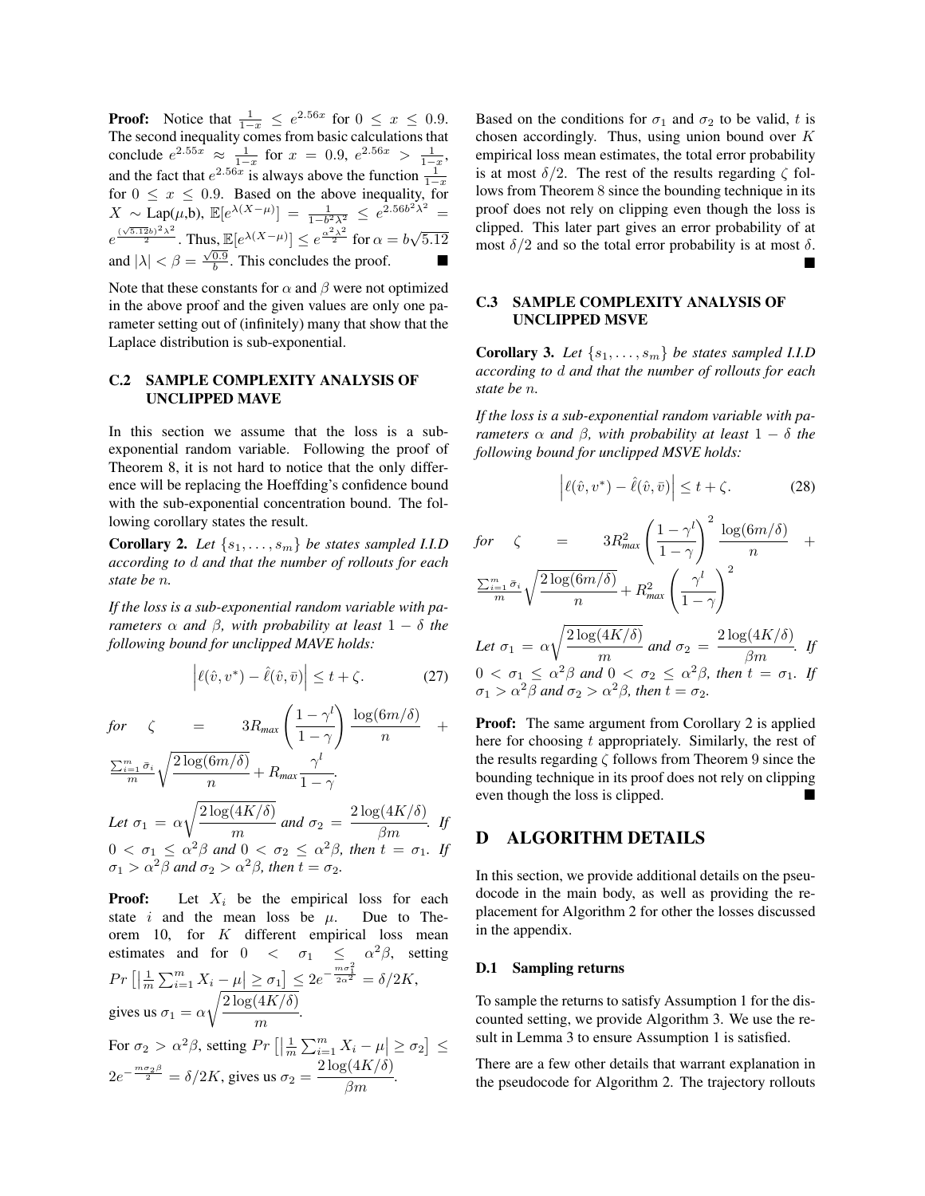**Proof:** Notice that $\frac{1}{1-x} \leq e^{2.56x}$ for $0 \leq x \leq 0.9$. The second inequality comes from basic calculations that conclude $e^{2.55x} \approx \frac{1}{1-x}$ for $x = 0.9$, $e^{2.56x} > \frac{1}{1-x}$, and the fact that $e^{2.56x}$ is always above the function $\frac{1}{1-x}$ for $0 \leq x \leq 0.9$. Based on the above inequality, for $X \sim \text{Lap}(\mu,b)$, $\mathbb{E}[e^{\lambda(X-\mu)}] = \frac{1}{1-b^2\lambda^2} \leq e^{2.56b^2\lambda^2} = e^{\frac{(\sqrt{5.12}b)^2\lambda^2}{2}}$. Thus, $\mathbb{E}[e^{\lambda(X-\mu)}] \leq e^{\frac{\alpha^2\lambda^2}{2}}$ for $\alpha = b\sqrt{5.12}$ and $|\lambda| < \beta = \frac{\sqrt{0.9}}{b}$. This concludes the proof. ∎

Note that these constants for $\alpha$ and $\beta$ were not optimized in the above proof and the given values are only one parameter setting out of (infinitely) many that show that the Laplace distribution is sub-exponential.

### C.2 SAMPLE COMPLEXITY ANALYSIS OF UNCLIPPED MAVE

In this section we assume that the loss is a sub-exponential random variable. Following the proof of Theorem 8, it is not hard to notice that the only difference will be replacing the Hoeffding's confidence bound with the sub-exponential concentration bound. The following corollary states the result.

**Corollary 2.** *Let $\{s_1, \ldots, s_m\}$ be states sampled I.I.D according to $d$ and that the number of rollouts for each state be $n$.*

*If the loss is a sub-exponential random variable with parameters $\alpha$ and $\beta$, with probability at least $1 - \delta$ the following bound for unclipped MAVE holds:*

$$\left|\ell(\hat{v}, v^*) - \hat{\ell}(\hat{v}, \bar{v})\right| \leq t + \zeta. \tag{27}$$

*for* $\zeta = 3R_{max}\left(\frac{1-\gamma^l}{1-\gamma}\right)\frac{\log(6m/\delta)}{n} + \frac{\sum_{i=1}^m \bar{\sigma}_i}{m}\sqrt{\frac{2\log(6m/\delta)}{n}} + R_{max}\frac{\gamma^l}{1-\gamma}$.

*Let* $\sigma_1 = \alpha\sqrt{\frac{2\log(4K/\delta)}{m}}$ *and* $\sigma_2 = \frac{2\log(4K/\delta)}{\beta m}$*. If* $0 < \sigma_1 \leq \alpha^2\beta$ *and* $0 < \sigma_2 \leq \alpha^2\beta$*, then* $t = \sigma_1$*. If* $\sigma_1 > \alpha^2\beta$ *and* $\sigma_2 > \alpha^2\beta$*, then* $t = \sigma_2$*.*

**Proof:** Let $X_i$ be the empirical loss for each state $i$ and the mean loss be $\mu$. Due to Theorem 10, for $K$ different empirical loss mean estimates and for $0 < \sigma_1 \leq \alpha^2\beta$, setting $Pr\left[\left|\frac{1}{m}\sum_{i=1}^m X_i - \mu\right| \geq \sigma_1\right] \leq 2e^{-\frac{m\sigma_1^2}{2\alpha^2}} = \delta/2K$, gives us $\sigma_1 = \alpha\sqrt{\frac{2\log(4K/\delta)}{m}}$.

For $\sigma_2 > \alpha^2\beta$, setting $Pr\left[\left|\frac{1}{m}\sum_{i=1}^m X_i - \mu\right| \geq \sigma_2\right] \leq 2e^{-\frac{m\sigma_2\beta}{2}} = \delta/2K$, gives us $\sigma_2 = \frac{2\log(4K/\delta)}{\beta m}$.

Based on the conditions for $\sigma_1$ and $\sigma_2$ to be valid, $t$ is chosen accordingly. Thus, using union bound over $K$ empirical loss mean estimates, the total error probability is at most $\delta/2$. The rest of the results regarding $\zeta$ follows from Theorem 8 since the bounding technique in its proof does not rely on clipping even though the loss is clipped. This later part gives an error probability of at most $\delta/2$ and so the total error probability is at most $\delta$. ∎

### C.3 SAMPLE COMPLEXITY ANALYSIS OF UNCLIPPED MSVE

**Corollary 3.** *Let $\{s_1, \ldots, s_m\}$ be states sampled I.I.D according to $d$ and that the number of rollouts for each state be $n$.*

*If the loss is a sub-exponential random variable with parameters $\alpha$ and $\beta$, with probability at least $1 - \delta$ the following bound for unclipped MSVE holds:*

$$\left|\ell(\hat{v}, v^*) - \hat{\ell}(\hat{v}, \bar{v})\right| \leq t + \zeta. \tag{28}$$

*for* $\zeta = 3R_{max}^2\left(\frac{1-\gamma^l}{1-\gamma}\right)^2\frac{\log(6m/\delta)}{n} + \frac{\sum_{i=1}^m \bar{\sigma}_i}{m}\sqrt{\frac{2\log(6m/\delta)}{n}} + R_{max}^2\left(\frac{\gamma^l}{1-\gamma}\right)^2$

*Let* $\sigma_1 = \alpha\sqrt{\frac{2\log(4K/\delta)}{m}}$ *and* $\sigma_2 = \frac{2\log(4K/\delta)}{\beta m}$*. If* $0 < \sigma_1 \leq \alpha^2\beta$ *and* $0 < \sigma_2 \leq \alpha^2\beta$*, then* $t = \sigma_1$*. If* $\sigma_1 > \alpha^2\beta$ *and* $\sigma_2 > \alpha^2\beta$*, then* $t = \sigma_2$*.*

**Proof:** The same argument from Corollary 2 is applied here for choosing $t$ appropriately. Similarly, the rest of the results regarding $\zeta$ follows from Theorem 9 since the bounding technique in its proof does not rely on clipping even though the loss is clipped. ∎

## D ALGORITHM DETAILS

In this section, we provide additional details on the pseudocode in the main body, as well as providing the replacement for Algorithm 2 for other the losses discussed in the appendix.

### D.1 Sampling returns

To sample the returns to satisfy Assumption 1 for the discounted setting, we provide Algorithm 3. We use the result in Lemma 3 to ensure Assumption 1 is satisfied.

There are a few other details that warrant explanation in the pseudocode for Algorithm 2. The trajectory rollouts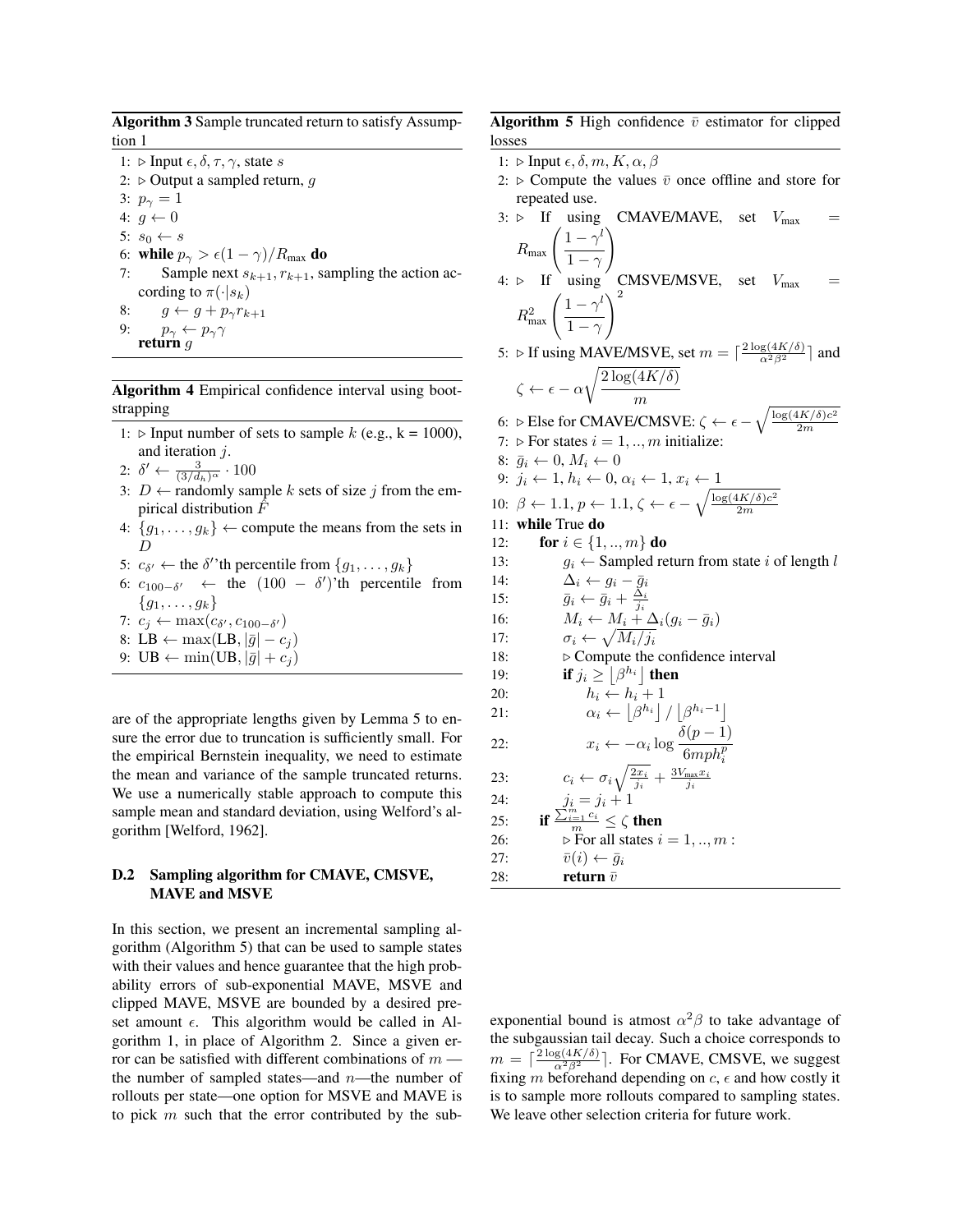**Algorithm 3** Sample truncated return to satisfy Assumption 1

```
1: ▷ Input ε, δ, τ, γ, state s
2: ▷ Output a sampled return, g
3: p_γ = 1
4: g ← 0
5: s_0 ← s
6: while p_γ > ε(1 − γ)/R_max do
7:     Sample next s_{k+1}, r_{k+1}, sampling the action according to π(·|s_k)
8:     g ← g + p_γ r_{k+1}
9:     p_γ ← p_γ γ
   return g
```

**Algorithm 4** Empirical confidence interval using bootstrapping

```
1: ▷ Input number of sets to sample k (e.g., k = 1000), and iteration j.
2: δ' ← 3/(3/d_h)^α · 100
3: D ← randomly sample k sets of size j from the empirical distribution F̂
4: {g_1, ..., g_k} ← compute the means from the sets in D
5: c_δ' ← the δ''th percentile from {g_1, ..., g_k}
6: c_{100−δ'} ← the (100 − δ')'th percentile from {g_1, ..., g_k}
7: c_j ← max(c_δ', c_{100−δ'})
8: LB ← max(LB, |ḡ| − c_j)
9: UB ← min(UB, |ḡ| + c_j)
```

are of the appropriate lengths given by Lemma 5 to ensure the error due to truncation is sufficiently small. For the empirical Bernstein inequality, we need to estimate the mean and variance of the sample truncated returns. We use a numerically stable approach to compute this sample mean and standard deviation, using Welford's algorithm [Welford, 1962].

### D.2 Sampling algorithm for CMAVE, CMSVE, MAVE and MSVE

In this section, we present an incremental sampling algorithm (Algorithm 5) that can be used to sample states with their values and hence guarantee that the high probability errors of sub-exponential MAVE, MSVE and clipped MAVE, MSVE are bounded by a desired preset amount $\epsilon$. This algorithm would be called in Algorithm 1, in place of Algorithm 2. Since a given error can be satisfied with different combinations of $m$ — the number of sampled states—and $n$—the number of rollouts per state—one option for MSVE and MAVE is to pick $m$ such that the error contributed by the sub-exponential bound is atmost $\alpha^2\beta$ to take advantage of the subgaussian tail decay. Such a choice corresponds to $m = \lceil \frac{2\log(4K/\delta)}{\alpha^2\beta^2} \rceil$. For CMAVE, CMSVE, we suggest fixing $m$ beforehand depending on $c$, $\epsilon$ and how costly it is to sample more rollouts compared to sampling states. We leave other selection criteria for future work.

**Algorithm 5** High confidence $\bar{v}$ estimator for clipped losses

```
1: ▷ Input ε, δ, m, K, α, β
2: ▷ Compute the values v̄ once offline and store for repeated use.
3: ▷ If using CMAVE/MAVE, set V_max = R_max ((1 − γ^l)/(1 − γ))
4: ▷ If using CMSVE/MSVE, set V_max = R_max^2 ((1 − γ^l)/(1 − γ))^2
5: ▷ If using MAVE/MSVE, set m = ⌈2 log(4K/δ)/(α^2 β^2)⌉ and
   ζ ← ε − α sqrt(2 log(4K/δ)/m)
6: ▷ Else for CMAVE/CMSVE: ζ ← ε − sqrt(log(4K/δ)c^2/(2m))
7: ▷ For states i = 1, .., m initialize:
8: ḡ_i ← 0, M_i ← 0
9: j_i ← 1, h_i ← 0, α_i ← 1, x_i ← 1
10: β ← 1.1, p ← 1.1, ζ ← ε − sqrt(log(4K/δ)c^2/(2m))
11: while True do
12:     for i ∈ {1, .., m} do
13:         g_i ← Sampled return from state i of length l
14:         Δ_i ← g_i − ḡ_i
15:         ḡ_i ← ḡ_i + Δ_i/j_i
16:         M_i ← M_i + Δ_i(g_i − ḡ_i)
17:         σ_i ← sqrt(M_i/j_i)
18:         ▷ Compute the confidence interval
19:         if j_i ≥ ⌊β^{h_i}⌋ then
20:             h_i ← h_i + 1
21:             α_i ← ⌊β^{h_i}⌋ / ⌊β^{h_i − 1}⌋
22:             x_i ← −α_i log( δ(p − 1) / (6 m p h_i^p) )
23:         c_i ← σ_i sqrt(2x_i/j_i) + 3 V_max x_i / j_i
24:         j_i = j_i + 1
25:     if (Σ_{i=1}^m c_i)/m ≤ ζ then
26:         ▷ For all states i = 1, .., m :
27:         v̄(i) ← ḡ_i
28:         return v̄
```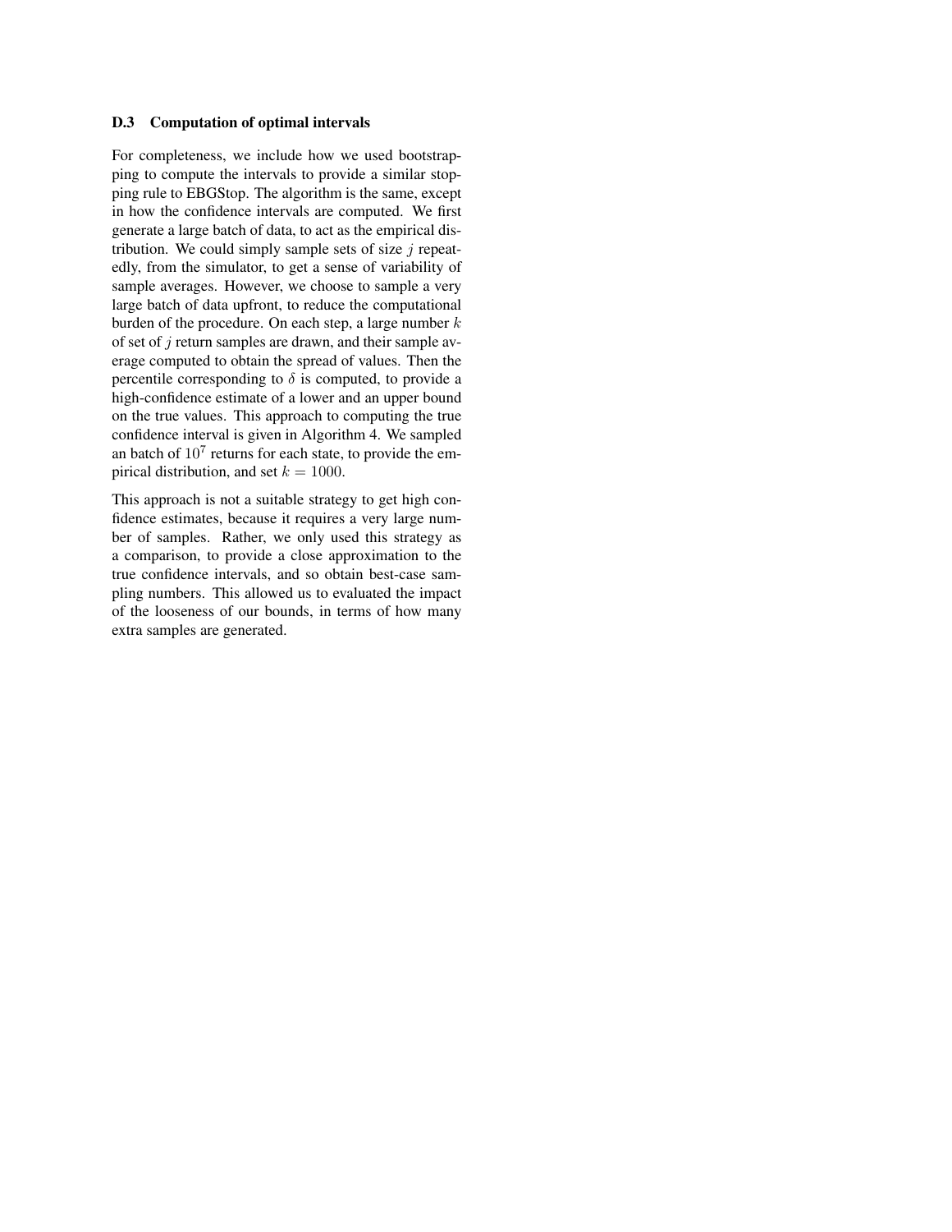### D.3 Computation of optimal intervals

For completeness, we include how we used bootstrapping to compute the intervals to provide a similar stopping rule to EBGStop. The algorithm is the same, except in how the confidence intervals are computed. We first generate a large batch of data, to act as the empirical distribution. We could simply sample sets of size $j$ repeatedly, from the simulator, to get a sense of variability of sample averages. However, we choose to sample a very large batch of data upfront, to reduce the computational burden of the procedure. On each step, a large number $k$ of set of $j$ return samples are drawn, and their sample average computed to obtain the spread of values. Then the percentile corresponding to $\delta$ is computed, to provide a high-confidence estimate of a lower and an upper bound on the true values. This approach to computing the true confidence interval is given in Algorithm 4. We sampled an batch of $10^7$ returns for each state, to provide the empirical distribution, and set $k = 1000$.

This approach is not a suitable strategy to get high confidence estimates, because it requires a very large number of samples. Rather, we only used this strategy as a comparison, to provide a close approximation to the true confidence intervals, and so obtain best-case sampling numbers. This allowed us to evaluated the impact of the looseness of our bounds, in terms of how many extra samples are generated.